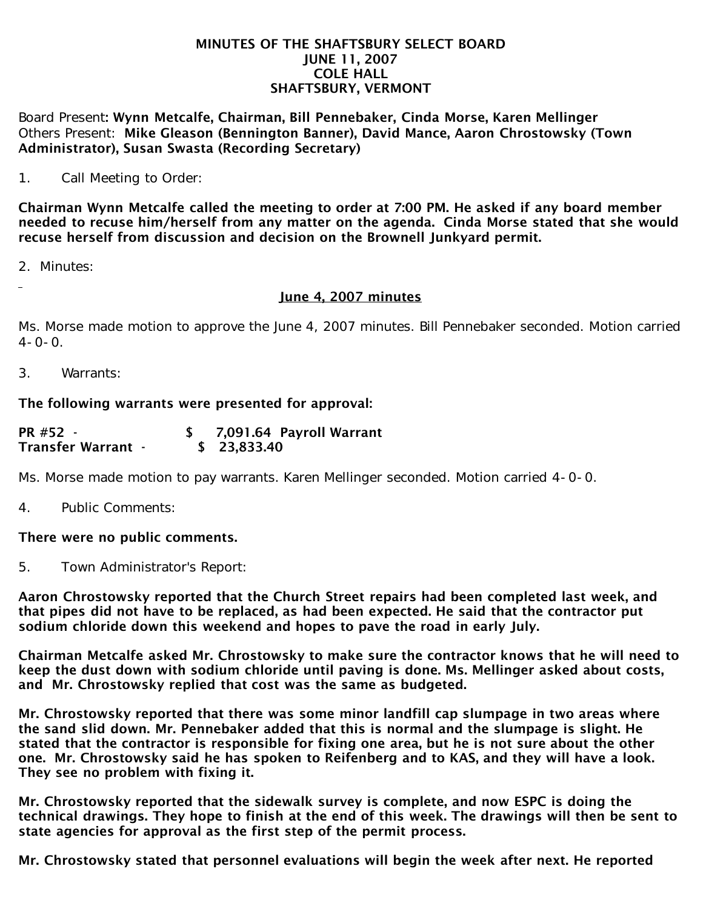# MINUTES OF THE SHAFTSBURY SELECT BOARD
## JUNE 11, 2007
## COLE HALL
## SHAFTSBURY, VERMONT

Board Present: **Wynn Metcalfe, Chairman, Bill Pennebaker, Cinda Morse, Karen Mellinger**
Others Present: **Mike Gleason (Bennington Banner), David Mance, Aaron Chrostowsky (Town Administrator), Susan Swasta (Recording Secretary)**

1. Call Meeting to Order:

**Chairman Wynn Metcalfe called the meeting to order at 7:00 PM. He asked if any board member needed to recuse him/herself from any matter on the agenda. Cinda Morse stated that she would recuse herself from discussion and decision on the Brownell Junkyard permit.**

2. Minutes:

**June 4, 2007 minutes**

Ms. Morse made motion to approve the June 4, 2007 minutes. Bill Pennebaker seconded. Motion carried 4-0-0.

3. Warrants:

**The following warrants were presented for approval:**

**PR #52 - $ 7,091.64 Payroll Warrant**
**Transfer Warrant - $ 23,833.40**

Ms. Morse made motion to pay warrants. Karen Mellinger seconded. Motion carried 4-0-0.

4. Public Comments:

**There were no public comments.**

5. Town Administrator's Report:

**Aaron Chrostowsky reported that the Church Street repairs had been completed last week, and that pipes did not have to be replaced, as had been expected. He said that the contractor put sodium chloride down this weekend and hopes to pave the road in early July.**

**Chairman Metcalfe asked Mr. Chrostowsky to make sure the contractor knows that he will need to keep the dust down with sodium chloride until paving is done. Ms. Mellinger asked about costs, and Mr. Chrostowsky replied that cost was the same as budgeted.**

**Mr. Chrostowsky reported that there was some minor landfill cap slumpage in two areas where the sand slid down. Mr. Pennebaker added that this is normal and the slumpage is slight. He stated that the contractor is responsible for fixing one area, but he is not sure about the other one. Mr. Chrostowsky said he has spoken to Reifenberg and to KAS, and they will have a look. They see no problem with fixing it.**

**Mr. Chrostowsky reported that the sidewalk survey is complete, and now ESPC is doing the technical drawings. They hope to finish at the end of this week. The drawings will then be sent to state agencies for approval as the first step of the permit process.**

**Mr. Chrostowsky stated that personnel evaluations will begin the week after next. He reported**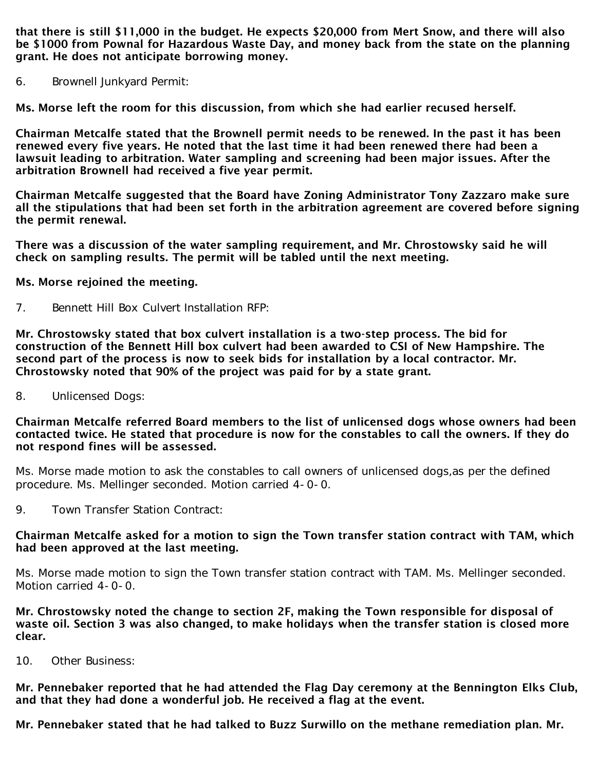**that there is still $11,000 in the budget. He expects $20,000 from Mert Snow, and there will also be $1000 from Pownal for Hazardous Waste Day, and money back from the state on the planning grant. He does not anticipate borrowing money.**

6. Brownell Junkyard Permit:

**Ms. Morse left the room for this discussion, from which she had earlier recused herself.**

**Chairman Metcalfe stated that the Brownell permit needs to be renewed. In the past it has been renewed every five years. He noted that the last time it had been renewed there had been a lawsuit leading to arbitration. Water sampling and screening had been major issues. After the arbitration Brownell had received a five year permit.**

**Chairman Metcalfe suggested that the Board have Zoning Administrator Tony Zazzaro make sure all the stipulations that had been set forth in the arbitration agreement are covered before signing the permit renewal.**

**There was a discussion of the water sampling requirement, and Mr. Chrostowsky said he will check on sampling results. The permit will be tabled until the next meeting.**

**Ms. Morse rejoined the meeting.**

7. Bennett Hill Box Culvert Installation RFP:

**Mr. Chrostowsky stated that box culvert installation is a two-step process. The bid for construction of the Bennett Hill box culvert had been awarded to CSI of New Hampshire. The second part of the process is now to seek bids for installation by a local contractor. Mr. Chrostowsky noted that 90% of the project was paid for by a state grant.**

8. Unlicensed Dogs:

**Chairman Metcalfe referred Board members to the list of unlicensed dogs whose owners had been contacted twice. He stated that procedure is now for the constables to call the owners. If they do not respond fines will be assessed.**

Ms. Morse made motion to ask the constables to call owners of unlicensed dogs,as per the defined procedure. Ms. Mellinger seconded. Motion carried 4-0-0.

9. Town Transfer Station Contract:

**Chairman Metcalfe asked for a motion to sign the Town transfer station contract with TAM, which had been approved at the last meeting.**

Ms. Morse made motion to sign the Town transfer station contract with TAM. Ms. Mellinger seconded. Motion carried 4-0-0.

**Mr. Chrostowsky noted the change to section 2F, making the Town responsible for disposal of waste oil. Section 3 was also changed, to make holidays when the transfer station is closed more clear.**

10. Other Business:

**Mr. Pennebaker reported that he had attended the Flag Day ceremony at the Bennington Elks Club, and that they had done a wonderful job. He received a flag at the event.**

**Mr. Pennebaker stated that he had talked to Buzz Surwillo on the methane remediation plan. Mr.**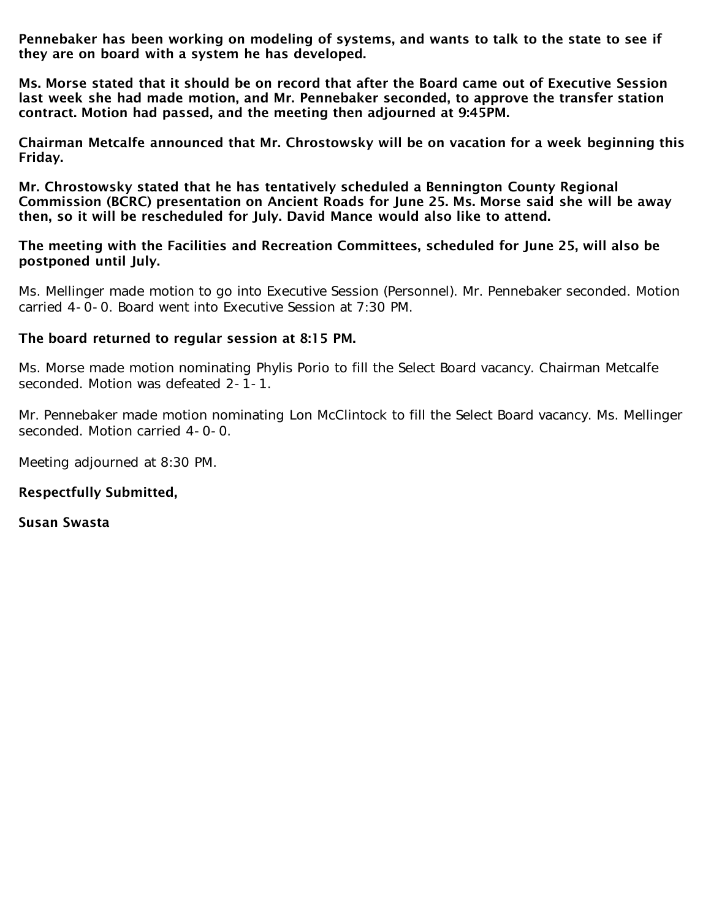**Pennebaker has been working on modeling of systems, and wants to talk to the state to see if they are on board with a system he has developed.**

**Ms. Morse stated that it should be on record that after the Board came out of Executive Session last week she had made motion, and Mr. Pennebaker seconded, to approve the transfer station contract. Motion had passed, and the meeting then adjourned at 9:45PM.**

**Chairman Metcalfe announced that Mr. Chrostowsky will be on vacation for a week beginning this Friday.**

**Mr. Chrostowsky stated that he has tentatively scheduled a Bennington County Regional Commission (BCRC) presentation on Ancient Roads for June 25. Ms. Morse said she will be away then, so it will be rescheduled for July. David Mance would also like to attend.**

**The meeting with the Facilities and Recreation Committees, scheduled for June 25, will also be postponed until July.**

Ms. Mellinger made motion to go into Executive Session (Personnel). Mr. Pennebaker seconded. Motion carried 4-0-0. Board went into Executive Session at 7:30 PM.

**The board returned to regular session at 8:15 PM.**

Ms. Morse made motion nominating Phylis Porio to fill the Select Board vacancy. Chairman Metcalfe seconded. Motion was defeated 2-1-1.

Mr. Pennebaker made motion nominating Lon McClintock to fill the Select Board vacancy. Ms. Mellinger seconded. Motion carried 4-0-0.

Meeting adjourned at 8:30 PM.

**Respectfully Submitted,**

**Susan Swasta**